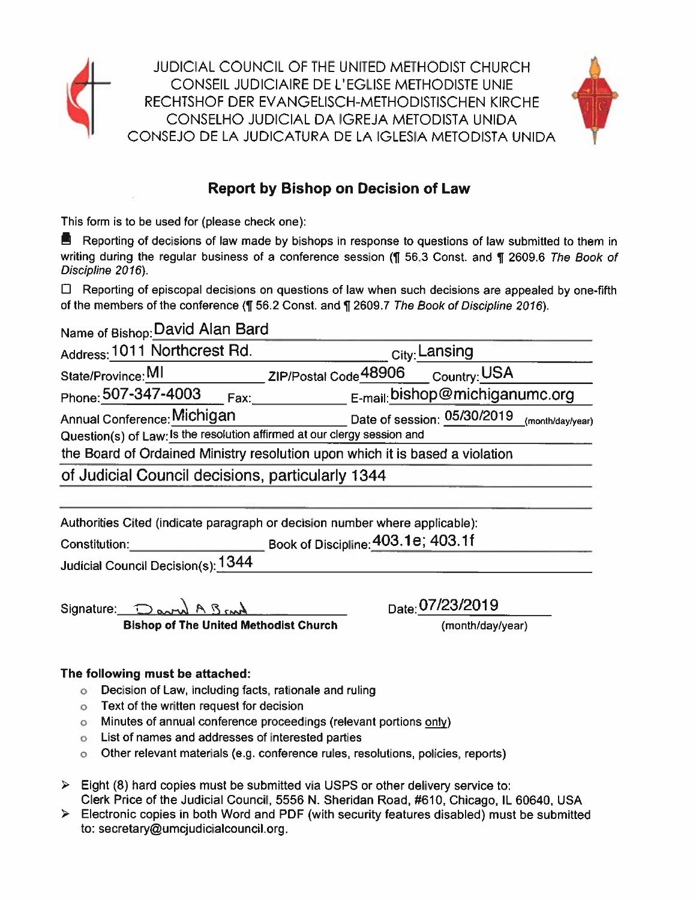JUDICIAL COUNCIL OF THE UNITED METHODIST CHURCH
CONSEIL JUDICIAIRE DE L'EGLISE METHODISTE UNIE
RECHTSHOF DER EVANGELISCH-METHODISTISCHEN KIRCHE
CONSELHO JUDICIAL DA IGREJA METODISTA UNIDA
CONSEJO DE LA JUDICATURA DE LA IGLESIA METODISTA UNIDA

## Report by Bishop on Decision of Law

This form is to be used for (please check one):

■ Reporting of decisions of law made by bishops in response to questions of law submitted to them in writing during the regular business of a conference session (¶ 56.3 Const. and ¶ 2609.6 *The Book of Discipline 2016*).

☐ Reporting of episcopal decisions on questions of law when such decisions are appealed by one-fifth of the members of the conference (¶ 56.2 Const. and ¶ 2609.7 *The Book of Discipline 2016*).

Name of Bishop: David Alan Bard

Address: 1011 Northcrest Rd. City: Lansing

State/Province: MI ZIP/Postal Code: 48906 Country: USA

Phone: 507-347-4003 Fax: E-mail: bishop@michiganumc.org

Annual Conference: Michigan Date of session: 05/30/2019 (month/day/year)

Question(s) of Law: Is the resolution affirmed at our clergy session and the Board of Ordained Ministry resolution upon which it is based a violation of Judicial Council decisions, particularly 1344

Authorities Cited (indicate paragraph or decision number where applicable):

Constitution:

Book of Discipline: 403.1e; 403.1f

Judicial Council Decision(s): 1344

Signature: David A Bard
**Bishop of The United Methodist Church**

Date: 07/23/2019
(month/day/year)

**The following must be attached:**

- Decision of Law, including facts, rationale and ruling
- Text of the written request for decision
- Minutes of annual conference proceedings (relevant portions only)
- List of names and addresses of interested parties
- Other relevant materials (e.g. conference rules, resolutions, policies, reports)

> Eight (8) hard copies must be submitted via USPS or other delivery service to: Clerk Price of the Judicial Council, 5556 N. Sheridan Road, #610, Chicago, IL 60640, USA

> Electronic copies in both Word and PDF (with security features disabled) must be submitted to: secretary@umcjudicialcouncil.org.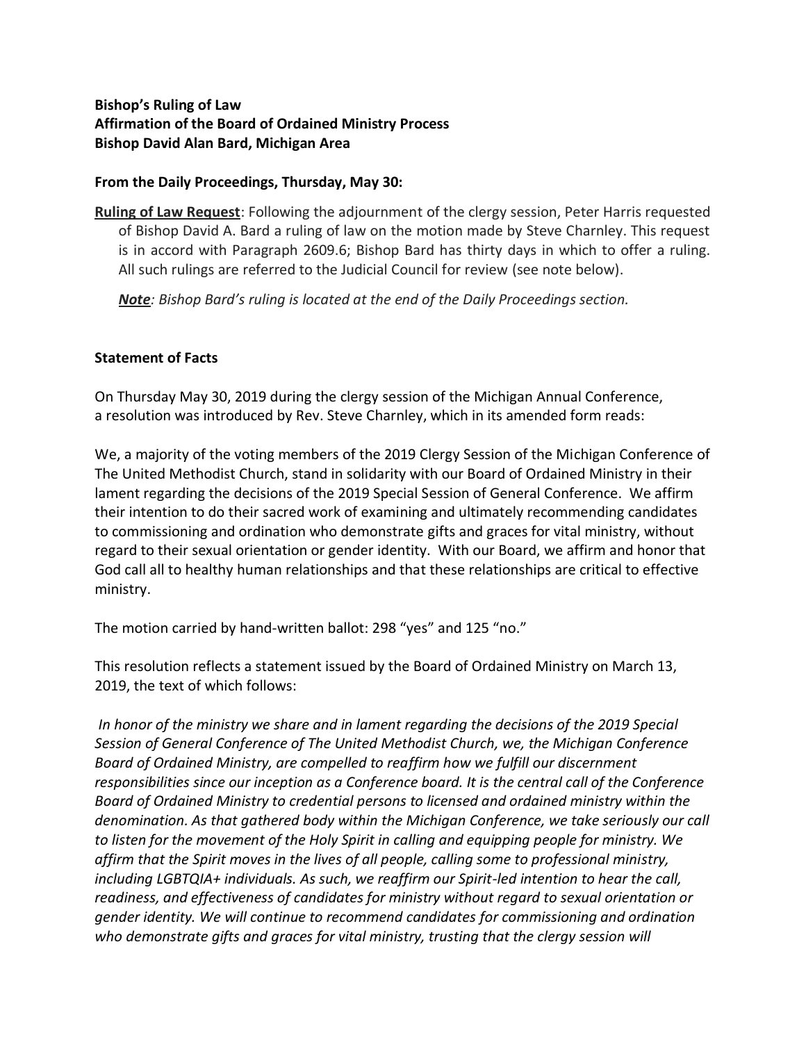**Bishop's Ruling of Law**
**Affirmation of the Board of Ordained Ministry Process**
**Bishop David Alan Bard, Michigan Area**

**From the Daily Proceedings, Thursday, May 30:**

**Ruling of Law Request**: Following the adjournment of the clergy session, Peter Harris requested of Bishop David A. Bard a ruling of law on the motion made by Steve Charnley. This request is in accord with Paragraph 2609.6; Bishop Bard has thirty days in which to offer a ruling. All such rulings are referred to the Judicial Council for review (see note below).

***Note**: Bishop Bard's ruling is located at the end of the Daily Proceedings section.*

**Statement of Facts**

On Thursday May 30, 2019 during the clergy session of the Michigan Annual Conference, a resolution was introduced by Rev. Steve Charnley, which in its amended form reads:

We, a majority of the voting members of the 2019 Clergy Session of the Michigan Conference of The United Methodist Church, stand in solidarity with our Board of Ordained Ministry in their lament regarding the decisions of the 2019 Special Session of General Conference. We affirm their intention to do their sacred work of examining and ultimately recommending candidates to commissioning and ordination who demonstrate gifts and graces for vital ministry, without regard to their sexual orientation or gender identity. With our Board, we affirm and honor that God call all to healthy human relationships and that these relationships are critical to effective ministry.

The motion carried by hand-written ballot: 298 "yes" and 125 "no."

This resolution reflects a statement issued by the Board of Ordained Ministry on March 13, 2019, the text of which follows:

*In honor of the ministry we share and in lament regarding the decisions of the 2019 Special Session of General Conference of The United Methodist Church, we, the Michigan Conference Board of Ordained Ministry, are compelled to reaffirm how we fulfill our discernment responsibilities since our inception as a Conference board. It is the central call of the Conference Board of Ordained Ministry to credential persons to licensed and ordained ministry within the denomination. As that gathered body within the Michigan Conference, we take seriously our call to listen for the movement of the Holy Spirit in calling and equipping people for ministry. We affirm that the Spirit moves in the lives of all people, calling some to professional ministry, including LGBTQIA+ individuals. As such, we reaffirm our Spirit-led intention to hear the call, readiness, and effectiveness of candidates for ministry without regard to sexual orientation or gender identity. We will continue to recommend candidates for commissioning and ordination who demonstrate gifts and graces for vital ministry, trusting that the clergy session will*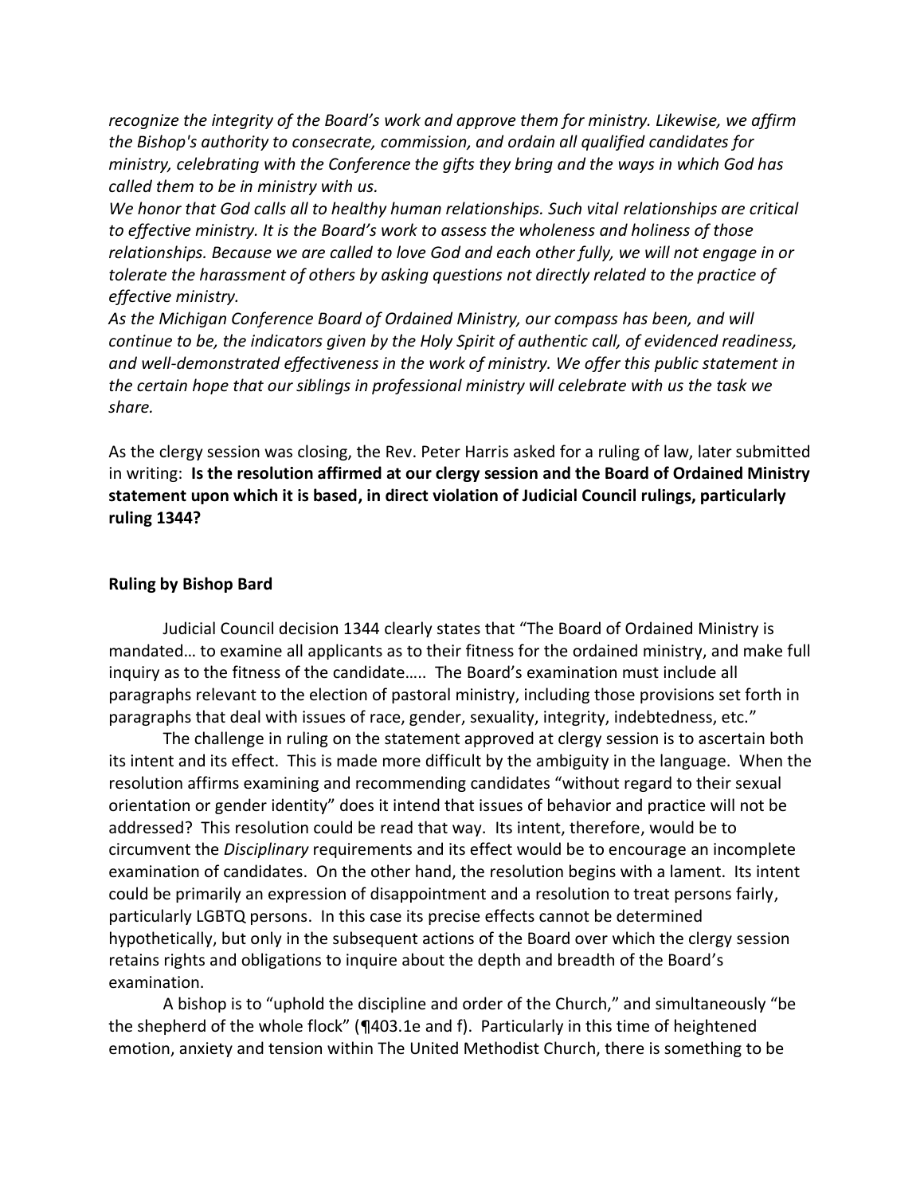*recognize the integrity of the Board's work and approve them for ministry. Likewise, we affirm the Bishop's authority to consecrate, commission, and ordain all qualified candidates for ministry, celebrating with the Conference the gifts they bring and the ways in which God has called them to be in ministry with us.*

*We honor that God calls all to healthy human relationships. Such vital relationships are critical to effective ministry. It is the Board's work to assess the wholeness and holiness of those relationships. Because we are called to love God and each other fully, we will not engage in or tolerate the harassment of others by asking questions not directly related to the practice of effective ministry.*

*As the Michigan Conference Board of Ordained Ministry, our compass has been, and will continue to be, the indicators given by the Holy Spirit of authentic call, of evidenced readiness, and well-demonstrated effectiveness in the work of ministry. We offer this public statement in the certain hope that our siblings in professional ministry will celebrate with us the task we share.*

As the clergy session was closing, the Rev. Peter Harris asked for a ruling of law, later submitted in writing: **Is the resolution affirmed at our clergy session and the Board of Ordained Ministry statement upon which it is based, in direct violation of Judicial Council rulings, particularly ruling 1344?**

**Ruling by Bishop Bard**

Judicial Council decision 1344 clearly states that "The Board of Ordained Ministry is mandated… to examine all applicants as to their fitness for the ordained ministry, and make full inquiry as to the fitness of the candidate….. The Board's examination must include all paragraphs relevant to the election of pastoral ministry, including those provisions set forth in paragraphs that deal with issues of race, gender, sexuality, integrity, indebtedness, etc."

The challenge in ruling on the statement approved at clergy session is to ascertain both its intent and its effect. This is made more difficult by the ambiguity in the language. When the resolution affirms examining and recommending candidates "without regard to their sexual orientation or gender identity" does it intend that issues of behavior and practice will not be addressed? This resolution could be read that way. Its intent, therefore, would be to circumvent the *Disciplinary* requirements and its effect would be to encourage an incomplete examination of candidates. On the other hand, the resolution begins with a lament. Its intent could be primarily an expression of disappointment and a resolution to treat persons fairly, particularly LGBTQ persons. In this case its precise effects cannot be determined hypothetically, but only in the subsequent actions of the Board over which the clergy session retains rights and obligations to inquire about the depth and breadth of the Board's examination.

A bishop is to "uphold the discipline and order of the Church," and simultaneously "be the shepherd of the whole flock" (¶403.1e and f). Particularly in this time of heightened emotion, anxiety and tension within The United Methodist Church, there is something to be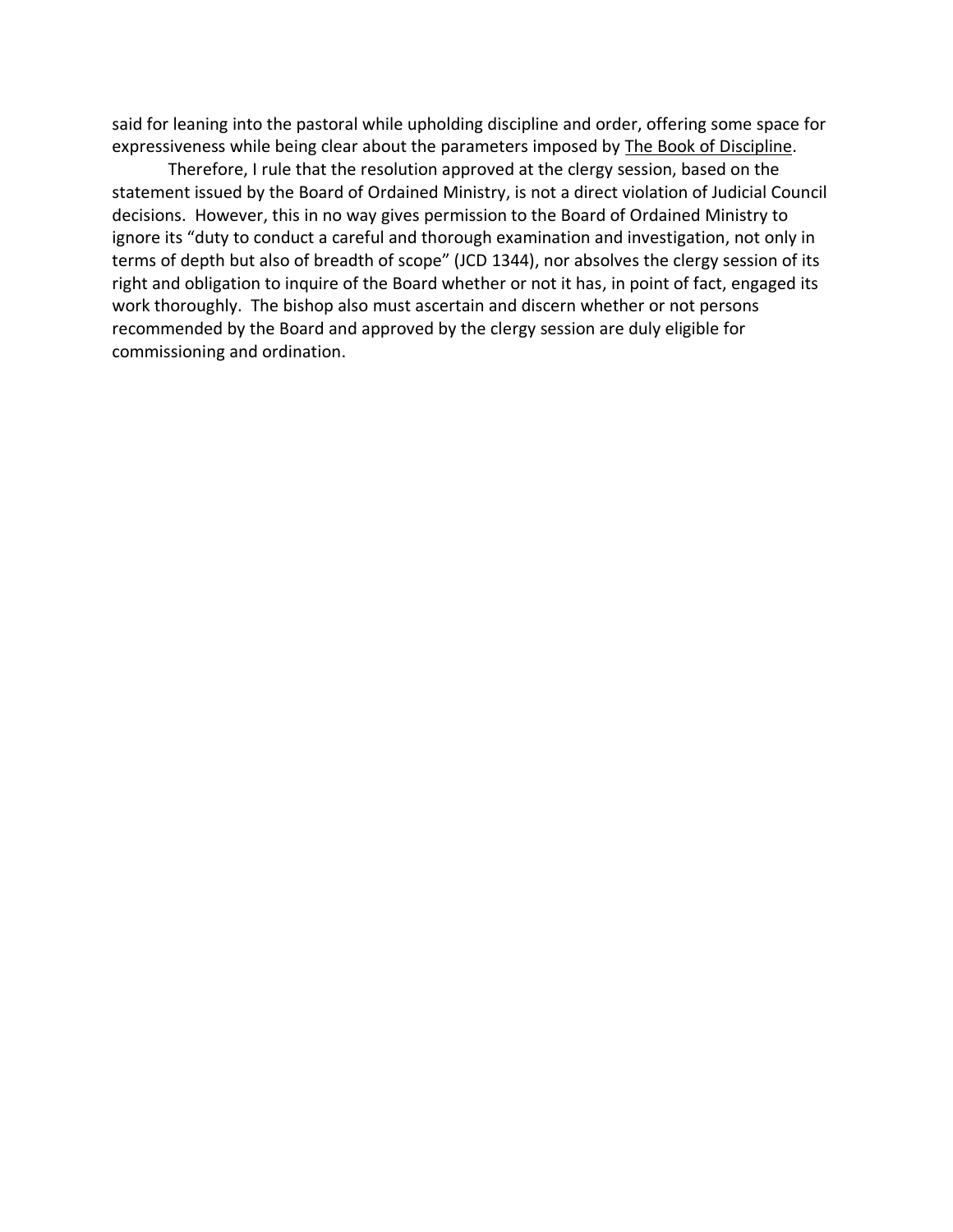said for leaning into the pastoral while upholding discipline and order, offering some space for expressiveness while being clear about the parameters imposed by The Book of Discipline.

Therefore, I rule that the resolution approved at the clergy session, based on the statement issued by the Board of Ordained Ministry, is not a direct violation of Judicial Council decisions. However, this in no way gives permission to the Board of Ordained Ministry to ignore its "duty to conduct a careful and thorough examination and investigation, not only in terms of depth but also of breadth of scope" (JCD 1344), nor absolves the clergy session of its right and obligation to inquire of the Board whether or not it has, in point of fact, engaged its work thoroughly. The bishop also must ascertain and discern whether or not persons recommended by the Board and approved by the clergy session are duly eligible for commissioning and ordination.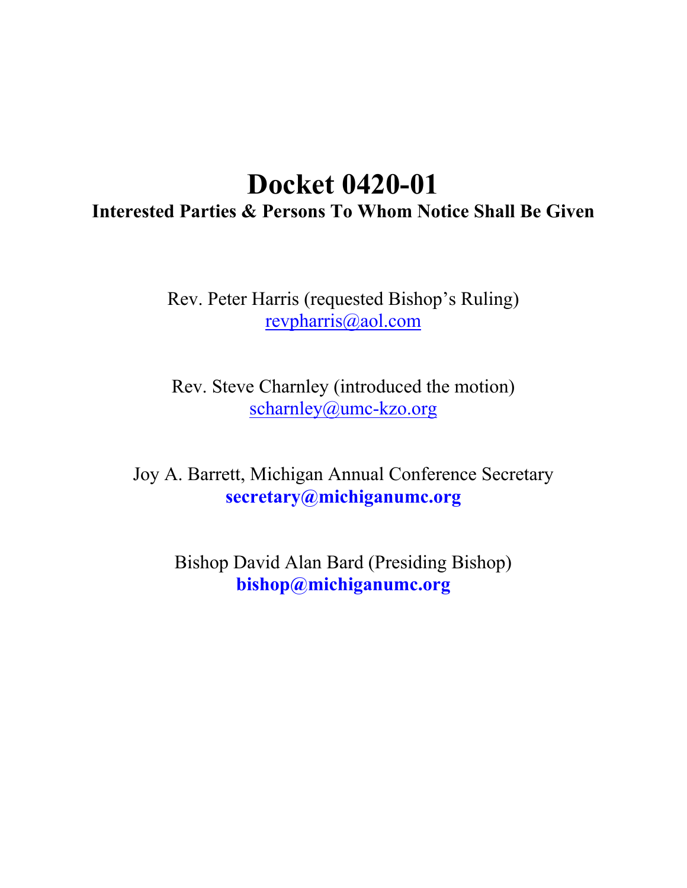# Docket 0420-01

**Interested Parties & Persons To Whom Notice Shall Be Given**

Rev. Peter Harris (requested Bishop's Ruling)
revpharris@aol.com

Rev. Steve Charnley (introduced the motion)
scharnley@umc-kzo.org

Joy A. Barrett, Michigan Annual Conference Secretary
**secretary@michiganumc.org**

Bishop David Alan Bard (Presiding Bishop)
**bishop@michiganumc.org**